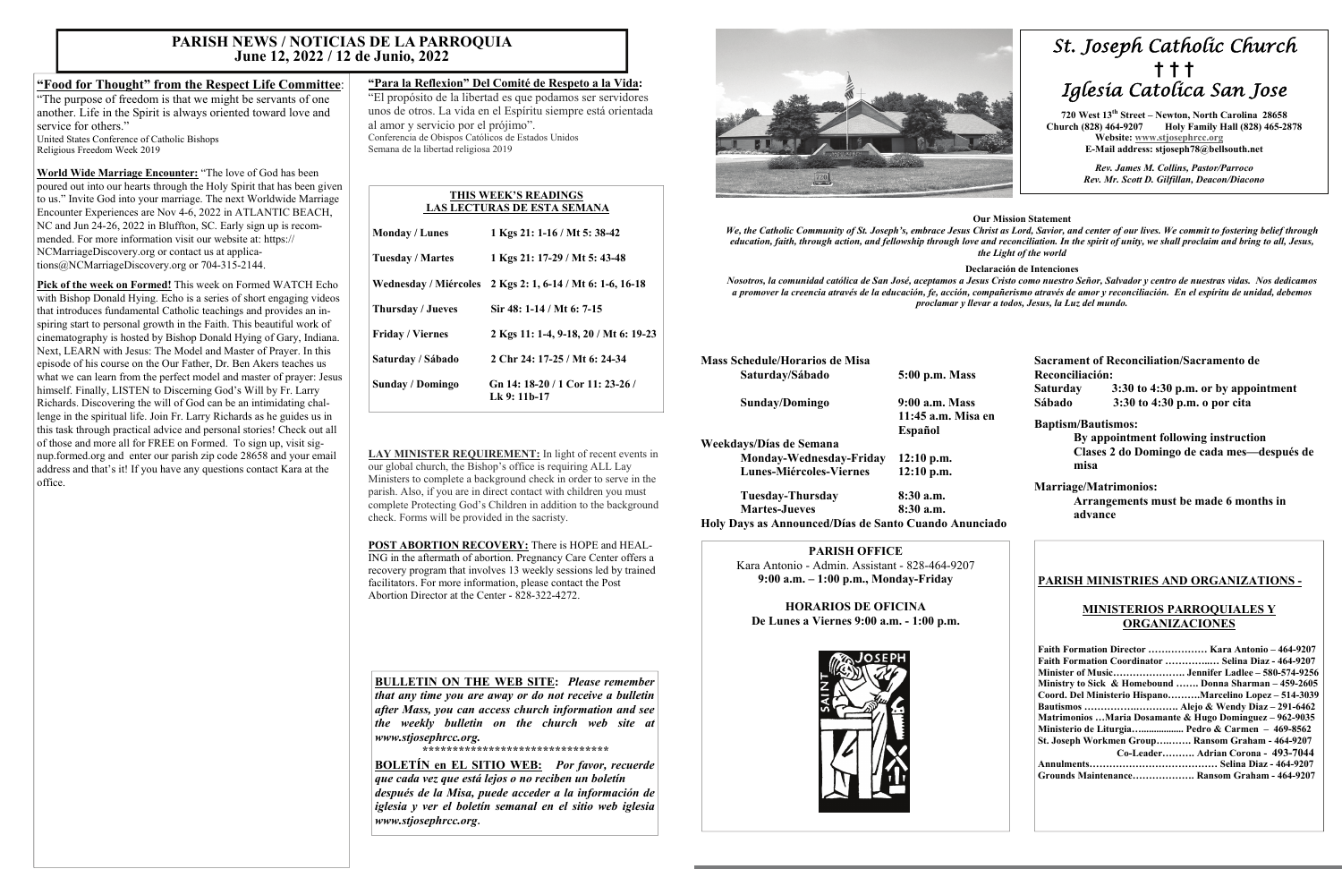# PARISH NEWS / NOTICIAS DE LA PARROQUIA
## June 12, 2022 / 12 de Junio, 2022

**"Food for Thought" from the Respect Life Committee**:
"The purpose of freedom is that we might be servants of one another. Life in the Spirit is always oriented toward love and service for others."
United States Conference of Catholic Bishops
Religious Freedom Week 2019

**World Wide Marriage Encounter:** "The love of God has been poured out into our hearts through the Holy Spirit that has been given to us." Invite God into your marriage. The next Worldwide Marriage Encounter Experiences are Nov 4-6, 2022 in ATLANTIC BEACH, NC and Jun 24-26, 2022 in Bluffton, SC. Early sign up is recommended. For more information visit our website at: https://NCMarriageDiscovery.org or contact us at applications@NCMarriageDiscovery.org or 704-315-2144.

**Pick of the week on Formed!** This week on Formed WATCH Echo with Bishop Donald Hying. Echo is a series of short engaging videos that introduces fundamental Catholic teachings and provides an inspiring start to personal growth in the Faith. This beautiful work of cinematography is hosted by Bishop Donald Hying of Gary, Indiana. Next, LEARN with Jesus: The Model and Master of Prayer. In this episode of his course on the Our Father, Dr. Ben Akers teaches us what we can learn from the perfect model and master of prayer: Jesus himself. Finally, LISTEN to Discerning God's Will by Fr. Larry Richards. Discovering the will of God can be an intimidating challenge in the spiritual life. Join Fr. Larry Richards as he guides us in this task through practical advice and personal stories! Check out all of those and more all for FREE on Formed. To sign up, visit signup.formed.org and enter our parish zip code 28658 and your email address and that's it! If you have any questions contact Kara at the office.

**"Para la Reflexion" Del Comité de Respeto a la Vida:**
"El propósito de la libertad es que podamos ser servidores unos de otros. La vida en el Espíritu siempre está orientada al amor y servicio por el prójimo".
Conferencia de Obispos Católicos de Estados Unidos
Semana de la libertad religiosa 2019

**THIS WEEK'S READINGS / LAS LECTURAS DE ESTA SEMANA**

| | |
|---|---|
| Monday / Lunes | 1 Kgs 21: 1-16 / Mt 5: 38-42 |
| Tuesday / Martes | 1 Kgs 21: 17-29 / Mt 5: 43-48 |
| Wednesday / Miércoles | 2 Kgs 2: 1, 6-14 / Mt 6: 1-6, 16-18 |
| Thursday / Jueves | Sir 48: 1-14 / Mt 6: 7-15 |
| Friday / Viernes | 2 Kgs 11: 1-4, 9-18, 20 / Mt 6: 19-23 |
| Saturday / Sábado | 2 Chr 24: 17-25 / Mt 6: 24-34 |
| Sunday / Domingo | Gn 14: 18-20 / 1 Cor 11: 23-26 / Lk 9: 11b-17 |

**LAY MINISTER REQUIREMENT:** In light of recent events in our global church, the Bishop's office is requiring ALL Lay Ministers to complete a background check in order to serve in the parish. Also, if you are in direct contact with children you must complete Protecting God's Children in addition to the background check. Forms will be provided in the sacristy.

**POST ABORTION RECOVERY:** There is HOPE and HEALING in the aftermath of abortion. Pregnancy Care Center offers a recovery program that involves 13 weekly sessions led by trained facilitators. For more information, please contact the Post Abortion Director at the Center - 828-322-4272.

**BULLETIN ON THE WEB SITE:** *Please remember that any time you are away or do not receive a bulletin after Mass, you can access church information and see the weekly bulletin on the church web site at www.stjosephrcc.org.*

\*\*\*\*\*\*\*\*\*\*\*\*\*\*\*\*\*\*\*\*\*\*\*\*\*\*\*\*\*\*\*\*

**BOLETÍN en EL SITIO WEB:** *Por favor, recuerde que cada vez que está lejos o no reciben un boletín después de la Misa, puede acceder a la información de iglesia y ver el boletín semanal en el sitio web iglesia www.stjosephrcc.org.*

# *St. Joseph Catholic Church*
† † †
# *Iglesia Católica San Jose*

**720 West 13th Street – Newton, North Carolina 28658**
**Church (828) 464-9207 Holy Family Hall (828) 465-2878**
**Website: www.stjosephrcc.org**
**E-Mail address: stjoseph78@bellsouth.net**

*Rev. James M. Collins, Pastor/Parroco*
*Rev. Mr. Scott D. Gilfillan, Deacon/Diacono*

**Our Mission Statement**
*We, the Catholic Community of St. Joseph's, embrace Jesus Christ as Lord, Savior, and center of our lives. We commit to fostering belief through education, faith, through action, and fellowship through love and reconciliation. In the spirit of unity, we shall proclaim and bring to all, Jesus, the Light of the world*

**Declaración de Intenciones**
*Nosotros, la comunidad católica de San José, aceptamos a Jesus Cristo como nuestro Señor, Salvador y centro de nuestras vidas. Nos dedicamos a promover la creencia através de la educación, fe, acción, compañerismo através de amor y reconciliación. En el espíritu de unidad, debemos proclamar y llevar a todos, Jesus, la Luz del mundo.*

**Mass Schedule/Horarios de Misa**

| | |
|---|---|
| Saturday/Sábado | 5:00 p.m. Mass |
| Sunday/Domingo | 9:00 a.m. Mass<br>11:45 a.m. Misa en Español |
| **Weekdays/Días de Semana** | |
| Monday-Wednesday-Friday | 12:10 p.m. |
| Lunes-Miércoles-Viernes | 12:10 p.m. |
| Tuesday-Thursday | 8:30 a.m. |
| Martes-Jueves | 8:30 a.m. |

**Holy Days as Announced/Días de Santo Cuando Anunciado**

**Sacrament of Reconciliation/Sacramento de Reconciliación:**
**Saturday 3:30 to 4:30 p.m. or by appointment**
**Sábado 3:30 to 4:30 p.m. o por cita**

**Baptism/Bautismos:**
**By appointment following instruction**
**Clases 2 do Domingo de cada mes—después de misa**

**Marriage/Matrimonios:**
**Arrangements must be made 6 months in advance**

**PARISH OFFICE**
Kara Antonio - Admin. Assistant - 828-464-9207
**9:00 a.m. – 1:00 p.m., Monday-Friday**

**HORARIOS DE OFICINA**
**De Lunes a Viernes 9:00 a.m. - 1:00 p.m.**

**PARISH MINISTRIES AND ORGANIZATIONS -**

**MINISTERIOS PARROQUIALES Y ORGANIZACIONES**

**Faith Formation Director ……………… Kara Antonio – 464-9207**
**Faith Formation Coordinator ……………. Selina Diaz - 464-9207**
**Minister of Music…………………. Jennifer Ladlee – 580-574-9256**
**Ministry to Sick & Homebound ……. Donna Sharman – 459-2605**
**Coord. Del Ministerio Hispano……….Marcelino Lopez – 514-3039**
**Bautismos ……………………… Alejo & Wendy Diaz – 291-6462**
**Matrimonios …Maria Dosamante & Hugo Dominguez – 962-9035**
**Ministerio de Liturgia…................ Pedro & Carmen – 469-8562**
**St. Joseph Workmen Group………. Ransom Graham - 464-9207**
**Co-Leader………. Adrian Corona - 493-7044**
**Annulments…………………………………. Selina Diaz - 464-9207**
**Grounds Maintenance………………. Ransom Graham - 464-9207**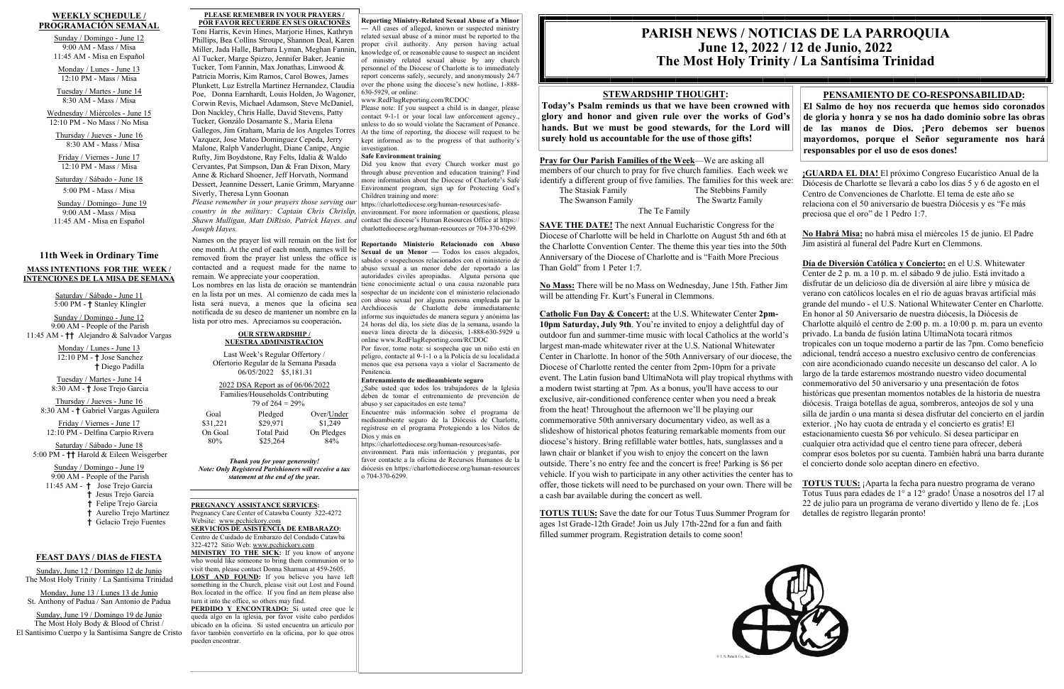# PARISH NEWS / NOTICIAS DE LA PARROQUIA
## June 12, 2022 / 12 de Junio, 2022
## The Most Holy Trinity / La Santísima Trinidad

### WEEKLY SCHEDULE / PROGRAMACIÓN SEMANAL

Sunday / Domingo - June 12
9:00 AM - Mass / Misa
11:45 AM - Misa en Español

Monday / Lunes - June 13
12:10 PM - Mass / Misa

Tuesday / Martes - June 14
8:30 AM - Mass / Misa

Wednesday / Miércoles - June 15
12:10 PM - No Mass / No Misa

Thursday / Jueves - June 16
8:30 AM - Mass / Misa

Friday / Viernes - June 17
12:10 PM - Mass / Misa

Saturday / Sábado - June 18
5:00 PM - Mass / Misa

Sunday / Domingo– June 19
9:00 AM - Mass / Misa
11:45 AM - Misa en Español

### 11th Week in Ordinary Time

#### MASS INTENTIONS FOR THE WEEK / INTENCIONES DE LA MISA DE SEMANA

Saturday / Sábado - June 11
5:00 PM - † Stanley Klingler

Sunday / Domingo - June 12
9:00 AM - People of the Parish
11:45 AM - †† Alejandro & Salvador Vargas

Monday / Lunes - June 13
12:10 PM - † Jose Sanchez
† Diego Padilla

Tuesday / Martes - June 14
8:30 AM - † Jose Trejo Garcia

Thursday / Jueves - June 16
8:30 AM - † Gabriel Vargas Aguilera

Friday / Viernes - June 17
12:10 PM - Delfina Carpio Rivera

Saturday / Sábado - June 18
5:00 PM - †† Harold & Eileen Weisgerber

Sunday / Domingo - June 19
9:00 AM - People of the Parish
11:45 AM - † Jose Trejo Garcia
† Jesus Trejo Garcia
† Felipe Trejo Garcia
† Aurelio Trejo Martinez
† Gelacio Trejo Fuentes

### FEAST DAYS / DIAS de FIESTA

Sunday, June 12 / Domingo 12 de Junio
The Most Holy Trinity / La Santísima Trinidad

Monday, June 13 / Lunes 13 de Junio
St. Anthony of Padua / San Antonio de Padua

Sunday, June 19 / Domingo 19 de Junio
The Most Holy Body & Blood of Christ / El Santísimo Cuerpo y la Santísima Sangre de Cristo

### PLEASE REMEMBER IN YOUR PRAYERS / POR FAVOR RECUERDE EN SUS ORACIONES

Toni Harris, Kevin Hines, Marjorie Hines, Kathryn Phillips, Bea Collins Stroupe, Shannon Deal, Karen Miller, Jada Halle, Barbara Lyman, Meghan Fannin, Al Tucker, Marge Spizzo, Jennifer Baker, Jeanie Tucker, Tom Fannin, Max Jonathas, Linwood & Patricia Morris, Kim Ramos, Carol Bowes, James Plunkett, Luz Estrella Martinez Hernandez, Claudia Poe, Donna Earnhardt, Louis Holden, Jo Wagoner, Corwin Revis, Michael Adamson, Steve McDaniel, Don Nackley, Chris Halle, David Stevens, Patty Tucker, Gonzálo Dosamante S., Maria Elena Gallegos, Jim Graham, Maria de los Angeles Torres Vazquez, Jose Mateo Dominguez Cepeda, Jerry Malone, Ralph Vanderlught, Diane Canipe, Angie Rufty, Jim Boydstone, Ray Felts, Idalia & Waldo Cervantes, Pat Simpson, Dan & Fran Dixon, Mary Anne & Richard Shoener, Jeff Horvath, Normand Dessert, Jeannine Dessert, Lanie Grimm, Maryanne Siverly, Theresa Lynn Goonan

*Please remember in your prayers those serving our country in the military: Captain Chris Chrislip, Shawn Mulligan, Matt DiRisio, Patrick Hayes. and Joseph Hayes.*

Names on the prayer list will remain on the list for one month. At the end of each month, names will be removed from the prayer list unless the office is contacted and a request made for the name to remain. We appreciate your cooperation.

Los nombres en las lista de oración se mantendrán en la lista por un mes. Al comienzo de cada mes la lista será nueva, a menos que la oficina sea notificada de su deseo de mantener un nombre en la lista por otro mes. Apreciamos su cooperación**.**

#### OUR STEWARDSHIP / NUESTRA ADMINISTRACION

Last Week's Regular Offertory / Ofertorio Regular de la Semana Pasada
06/05/2022 $5,181.31

2022 DSA Report as of 06/06/2022
Families/Households Contributing
79 of 264 = 29%

| Goal | Pledged | Over/Under |
|---|---|---|
| $31,221 | $29,971 | $1,249 |
| On Goal | Total Paid | On Pledges |
| 80% | $25,264 | 84% |

***Thank you for your generosity!***
***Note: Only Registered Parishioners will receive a tax statement at the end of the year.***

**PREGNANCY ASSISTANCE SERVICES:**
Pregnancy Care Center of Catawba County 322-4272
Website: www.pcchickory.com

**SERVICIOS DE ASISTENCIA DE EMBARAZO:**
Centro de Cuidado de Embarazo del Condado Catawba 322-4272 Sitio Web: www.pcchickory.com

**MINISTRY TO THE SICK:** If you know of anyone who would like someone to bring them communion or to visit them, please contact Donna Sharman at 459-2605.

**LOST AND FOUND:** If you believe you have left something in the Church, please visit out Lost and Found Box located in the office. If you find an item please also turn it into the office, so others may find.

**PERDIDO Y ENCONTRADO:** Si usted cree que le queda algo en la iglesia, por favor visite cabo perdidos ubicado en la oficina. Si usted encuentra un artículo por favor también convertirlo en la oficina, por lo que otros pueden encontrar.

**Reporting Ministry-Related Sexual Abuse of a Minor** — All cases of alleged, known or suspected ministry related sexual abuse of a minor must be reported to the proper civil authority. Any person having actual knowledge of, or reasonable cause to suspect an incident of ministry related sexual abuse by any church personnel of the Diocese of Charlotte is to immediately report concerns safely, securely, and anonymously 24/7 over the phone using the diocese's new hotline, 1-888-630-5929, or online:
www.RedFlagReporting.com/RCDOC
Please note: If you suspect a child is in danger, please contact 9-1-1 or your local law enforcement agency., unless to do so would violate the Sacrament of Penance. At the time of reporting, the diocese will request to be kept informed as to the progress of that authority's investigation.

**Safe Environment training**
Did you know that every Church worker must go through abuse prevention and education training? Find more information about the Diocese of Charlotte's Safe Environment program, sign up for Protecting God's Children training and more:
https://charlottediocese.org/human-resources/safe-environment. For more information or questions, please contact the diocese's Human Resources Office at https://charlottediocese.org/human-resources or 704-370-6299.

**Reportando Ministerio Relacionado con Abuso Sexual de un Menor** — Todos los casos alegados, sabidos o sospechosos relacionados con el ministerio de abuso sexual a un menor debe der reportado a las autoridades civiles apropiadas. Alguna persona que tiene conocimiente actual o una causa razonable para sospechar de un incidente con el ministerio relacionado con abuso sexual por alguna persona empleada par la Archdiocesis de Charlotte debe immediatamente informe sus inquietudes de manera segura y anónima las 24 horas del día, los siete días de la semana, usando la nueva línea directa de la diócesis, 1-888-630-5929 u online www.RedFlagReporting.com/RCDOC
Por favor, tome nota: si sospecha que un niño está en peligro, contacte al 9-1-1 o a la Policía de su localidad a menos que esa persona vaya a violar el Sacramento de Penitencia.

**Entrenamiento de medioambiente seguro**
¿Sabe usted que todos los trabajadores de la Iglesia deben de tomar el entrenamiento de prevención de abuso y ser capacitados en este tema?
Encuentre más información sobre el programa de medioambiente seguro de la Diócesis de Charlotte, regístrese en el programa Protegiendo a los Niños de Dios y más en
https://charlottediocese.org/human-resources/safe-environment. Para más información y preguntas, por favor contacte a la oficina de Recursos Humanos de la diócesis en https://charlottediocese.org/human-resources o 704-370-6299.

### STEWARDSHIP THOUGHT:

**Today's Psalm reminds us that we have been crowned with glory and honor and given rule over the works of God's hands. But we must be good stewards, for the Lord will surely hold us accountable for the use of those gifts!**

**Pray for Our Parish Families of the Week**—We are asking all members of our church to pray for five church families. Each week we identify a different group of five families. The families for this week are:
The Stasiak Family
The Stebbins Family
The Swanson Family
The Swartz Family
The Te Family

**SAVE THE DATE!** The next Annual Eucharistic Congress for the Diocese of Charlotte will be held in Charlotte on August 5th and 6th at the Charlotte Convention Center. The theme this year ties into the 50th Anniversary of the Diocese of Charlotte and is "Faith More Precious Than Gold" from 1 Peter 1:7.

**No Mass:** There will be no Mass on Wednesday, June 15th. Father Jim will be attending Fr. Kurt's Funeral in Clemmons.

**Catholic Fun Day & Concert:** at the U.S. Whitewater Center **2pm-10pm Saturday, July 9th**. You're invited to enjoy a delightful day of outdoor fun and summer-time music with local Catholics at the world's largest man-made whitewater river at the U.S. National Whitewater Center in Charlotte. In honor of the 50th Anniversary of our diocese, the Diocese of Charlotte rented the center from 2pm-10pm for a private event. The Latin fusion band UltimaNota will play tropical rhythms with a modern twist starting at 7pm. As a bonus, you'll have access to our exclusive, air-conditioned conference center when you need a break from the heat! Throughout the afternoon we'll be playing our commemorative 50th anniversary documentary video, as well as a slideshow of historical photos featuring remarkable moments from our diocese's history. Bring refillable water bottles, hats, sunglasses and a lawn chair or blanket if you wish to enjoy the concert on the lawn outside. There's no entry fee and the concert is free! Parking is $6 per vehicle. If you wish to participate in any other activities the center has to offer, those tickets will need to be purchased on your own. There will be a cash bar available during the concert as well.

**TOTUS TUUS:** Save the date for our Totus Tuus Summer Program for ages 1st Grade-12th Grade! Join us July 17th-22nd for a fun and faith filled summer program. Registration details to come soon!

### PENSAMIENTO DE CO-RESPONSABILIDAD:

**El Salmo de hoy nos recuerda que hemos sido coronados de gloria y honra y se nos ha dado dominio sobre las obras de las manos de Dios. ¡Pero debemos ser buenos mayordomos, porque el Señor seguramente nos hará responsables por el uso de esos dones!**

**¡GUARDA EL DIA!** El próximo Congreso Eucarístico Anual de la Diócesis de Charlotte se llevará a cabo los días 5 y 6 de agosto en el Centro de Convenciones de Charlotte. El tema de este año se relaciona con el 50 aniversario de buestra Diócesis y es "Fe más preciosa que el oro" de 1 Pedro 1:7.

**No Habrá Misa:** no habrá misa el miércoles 15 de junio. El Padre Jim asistirá al funeral del Padre Kurt en Clemmons.

**Día de Diversión Católica y Concierto:** en el U.S. Whitewater Center de 2 p. m. a 10 p. m. el sábado 9 de julio. Está invitado a disfrutar de un delicioso día de diversión al aire libre y música de verano con católicos locales en el río de aguas bravas artificial más grande del mundo - el U.S. National Whitewater Center en Charlotte. En honor al 50 Aniversario de nuestra diócesis, la Diócesis de Charlotte alquiló el centro de 2:00 p. m. a 10:00 p. m. para un evento privado. La banda de fusión latina UltimaNota tocará ritmos tropicales con un toque moderno a partir de las 7pm. Como beneficio adicional, tendrá acceso a nuestro exclusivo centro de conferencias con aire acondicionado cuando necesite un descanso del calor. A lo largo de la tarde estaremos mostrando nuestro video documental conmemorativo del 50 aniversario y una presentación de fotos históricas que presentan momentos notables de la historia de nuestra diócesis. Traiga botellas de agua, sombreros, anteojos de sol y una silla de jardín o una manta si desea disfrutar del concierto en el jardín exterior. ¡No hay cuota de entrada y el concierto es gratis! El estacionamiento cuesta $6 por vehículo. Si desea participar en cualquier otra actividad que el centro tiene para ofrecer, deberá comprar esos boletos por su cuenta. También habrá una barra durante el concierto donde solo aceptan dinero en efectivo.

**TOTUS TUUS:** ¡Aparta la fecha para nuestro programa de verano Totus Tuus para edades de 1° a 12° grado! Únase a nosotros del 17 al 22 de julio para un programa de verano divertido y lleno de fe. ¡Los detalles de registro llegarán pronto!

© J. S. Paluch Co., Inc.